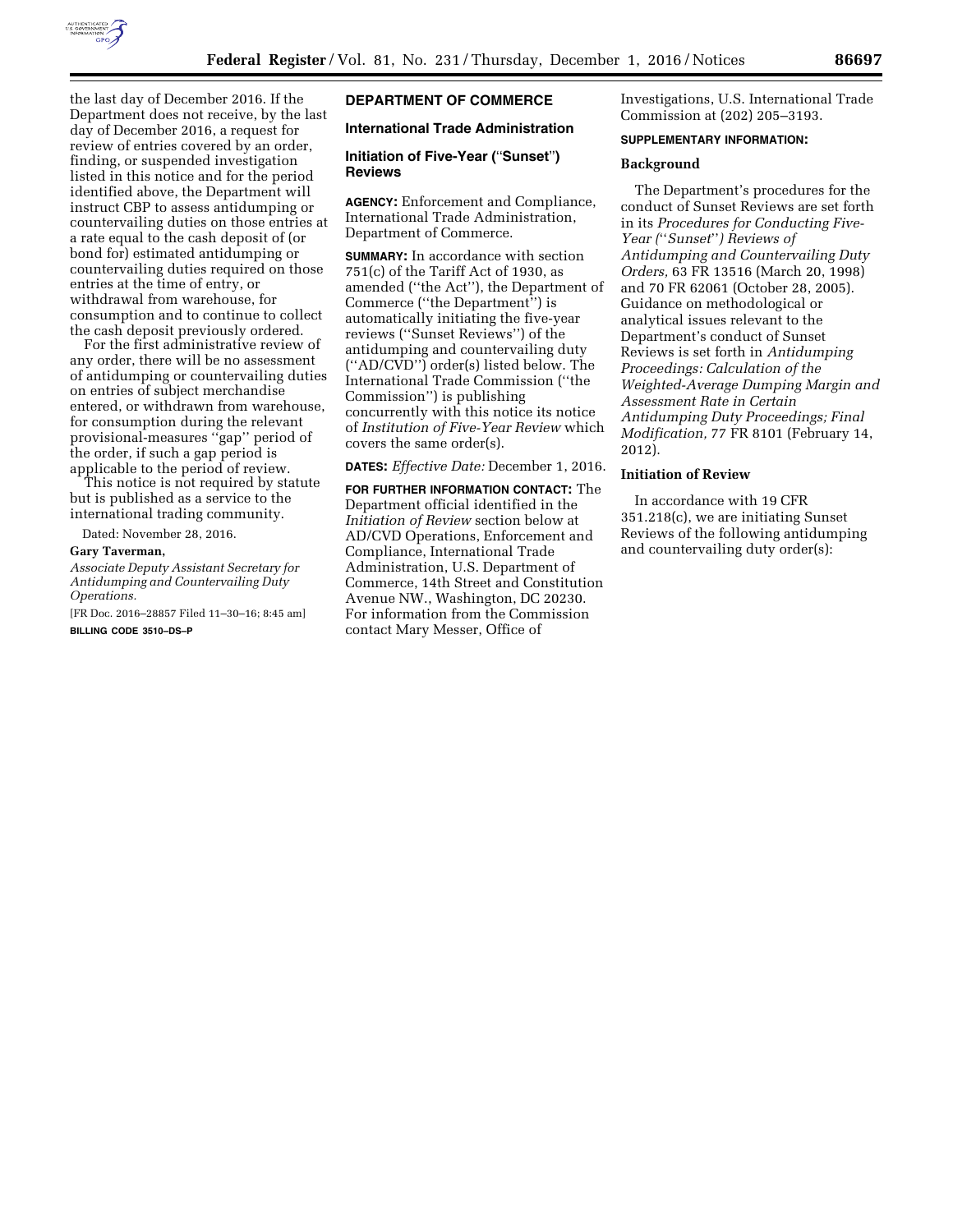the last day of December 2016. If the Department does not receive, by the last day of December 2016, a request for review of entries covered by an order, finding, or suspended investigation listed in this notice and for the period identified above, the Department will instruct CBP to assess antidumping or countervailing duties on those entries at a rate equal to the cash deposit of (or bond for) estimated antidumping or countervailing duties required on those entries at the time of entry, or withdrawal from warehouse, for consumption and to continue to collect the cash deposit previously ordered.

For the first administrative review of any order, there will be no assessment of antidumping or countervailing duties on entries of subject merchandise entered, or withdrawn from warehouse, for consumption during the relevant provisional-measures "gap" period of the order, if such a gap period is applicable to the period of review.

This notice is not required by statute but is published as a service to the international trading community.

Dated: November 28, 2016.

**Gary Taverman,**

*Associate Deputy Assistant Secretary for Antidumping and Countervailing Duty Operations.*

[FR Doc. 2016–28857 Filed 11–30–16; 8:45 am]

**BILLING CODE 3510–DS–P**

## DEPARTMENT OF COMMERCE

### International Trade Administration

### Initiation of Five-Year ("Sunset") Reviews

**AGENCY:** Enforcement and Compliance, International Trade Administration, Department of Commerce.

**SUMMARY:** In accordance with section 751(c) of the Tariff Act of 1930, as amended ("the Act"), the Department of Commerce ("the Department") is automatically initiating the five-year reviews ("Sunset Reviews") of the antidumping and countervailing duty ("AD/CVD") order(s) listed below. The International Trade Commission ("the Commission") is publishing concurrently with this notice its notice of *Institution of Five-Year Review* which covers the same order(s).

**DATES:** *Effective Date:* December 1, 2016.

**FOR FURTHER INFORMATION CONTACT:** The Department official identified in the *Initiation of Review* section below at AD/CVD Operations, Enforcement and Compliance, International Trade Administration, U.S. Department of Commerce, 14th Street and Constitution Avenue NW., Washington, DC 20230. For information from the Commission contact Mary Messer, Office of Investigations, U.S. International Trade Commission at (202) 205–3193.

**SUPPLEMENTARY INFORMATION:**

#### Background

The Department's procedures for the conduct of Sunset Reviews are set forth in its *Procedures for Conducting Five-Year ("Sunset") Reviews of Antidumping and Countervailing Duty Orders,* 63 FR 13516 (March 20, 1998) and 70 FR 62061 (October 28, 2005). Guidance on methodological or analytical issues relevant to the Department's conduct of Sunset Reviews is set forth in *Antidumping Proceedings: Calculation of the Weighted-Average Dumping Margin and Assessment Rate in Certain Antidumping Duty Proceedings; Final Modification,* 77 FR 8101 (February 14, 2012).

#### Initiation of Review

In accordance with 19 CFR 351.218(c), we are initiating Sunset Reviews of the following antidumping and countervailing duty order(s):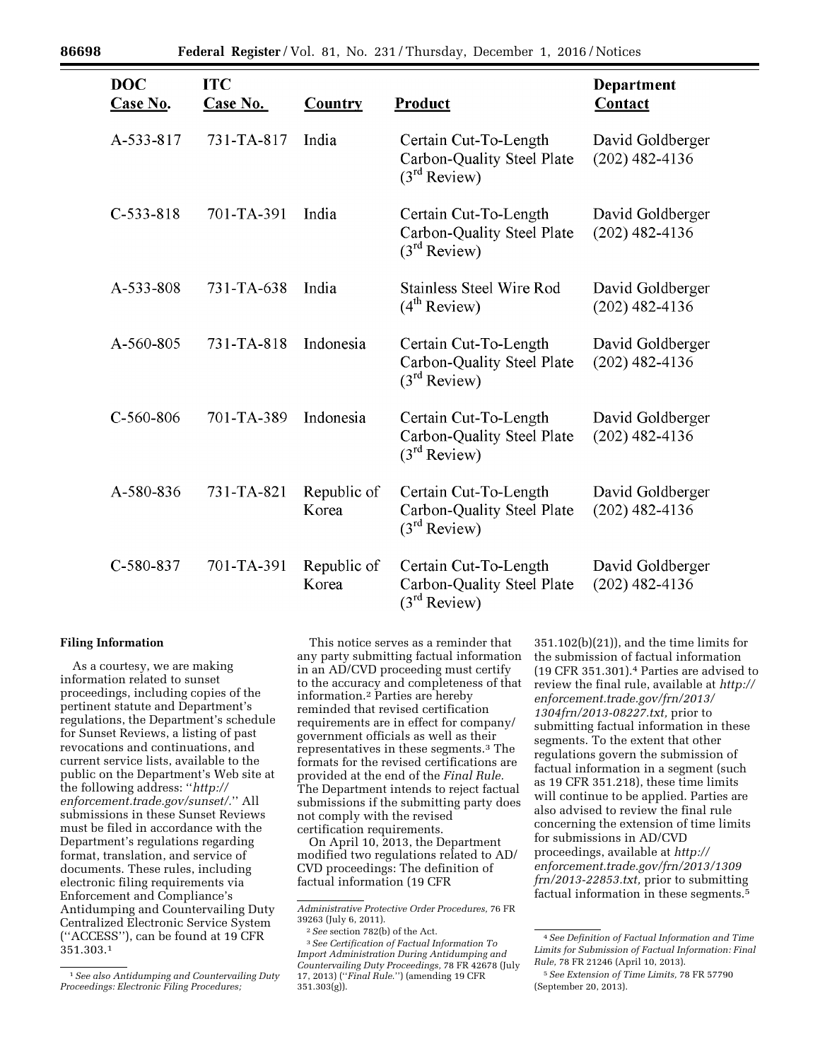| DOC Case No. | ITC Case No. | Country | Product | Department Contact |
| --- | --- | --- | --- | --- |
| A-533-817 | 731-TA-817 | India | Certain Cut-To-Length Carbon-Quality Steel Plate (3rd Review) | David Goldberger (202) 482-4136 |
| C-533-818 | 701-TA-391 | India | Certain Cut-To-Length Carbon-Quality Steel Plate (3rd Review) | David Goldberger (202) 482-4136 |
| A-533-808 | 731-TA-638 | India | Stainless Steel Wire Rod (4th Review) | David Goldberger (202) 482-4136 |
| A-560-805 | 731-TA-818 | Indonesia | Certain Cut-To-Length Carbon-Quality Steel Plate (3rd Review) | David Goldberger (202) 482-4136 |
| C-560-806 | 701-TA-389 | Indonesia | Certain Cut-To-Length Carbon-Quality Steel Plate (3rd Review) | David Goldberger (202) 482-4136 |
| A-580-836 | 731-TA-821 | Republic of Korea | Certain Cut-To-Length Carbon-Quality Steel Plate (3rd Review) | David Goldberger (202) 482-4136 |
| C-580-837 | 701-TA-391 | Republic of Korea | Certain Cut-To-Length Carbon-Quality Steel Plate (3rd Review) | David Goldberger (202) 482-4136 |

**Filing Information**

As a courtesy, we are making information related to sunset proceedings, including copies of the pertinent statute and Department's regulations, the Department's schedule for Sunset Reviews, a listing of past revocations and continuations, and current service lists, available to the public on the Department's Web site at the following address: "*http://enforcement.trade.gov/sunset/*." All submissions in these Sunset Reviews must be filed in accordance with the Department's regulations regarding format, translation, and service of documents. These rules, including electronic filing requirements via Enforcement and Compliance's Antidumping and Countervailing Duty Centralized Electronic Service System ("ACCESS"), can be found at 19 CFR 351.303.[1]

This notice serves as a reminder that any party submitting factual information in an AD/CVD proceeding must certify to the accuracy and completeness of that information.[2] Parties are hereby reminded that revised certification requirements are in effect for company/government officials as well as their representatives in these segments.[3] The formats for the revised certifications are provided at the end of the *Final Rule.* The Department intends to reject factual submissions if the submitting party does not comply with the revised certification requirements.

On April 10, 2013, the Department modified two regulations related to AD/CVD proceedings: The definition of factual information (19 CFR 351.102(b)(21)), and the time limits for the submission of factual information (19 CFR 351.301).[4] Parties are advised to review the final rule, available at *http://enforcement.trade.gov/frn/2013/1304frn/2013-08227.txt,* prior to submitting factual information in these segments. To the extent that other regulations govern the submission of factual information in a segment (such as 19 CFR 351.218), these time limits will continue to be applied. Parties are also advised to review the final rule concerning the extension of time limits for submissions in AD/CVD proceedings, available at *http://enforcement.trade.gov/frn/2013/1309frn/2013-22853.txt,* prior to submitting factual information in these segments.[5]

---

[1] *See also Antidumping and Countervailing Duty Proceedings: Electronic Filing Procedures; Administrative Protective Order Procedures,* 76 FR 39263 (July 6, 2011).

[2] *See* section 782(b) of the Act.

[3] *See Certification of Factual Information To Import Administration During Antidumping and Countervailing Duty Proceedings,* 78 FR 42678 (July 17, 2013) ("*Final Rule.*") (amending 19 CFR 351.303(g)).

[4] *See Definition of Factual Information and Time Limits for Submission of Factual Information: Final Rule,* 78 FR 21246 (April 10, 2013).

[5] *See Extension of Time Limits,* 78 FR 57790 (September 20, 2013).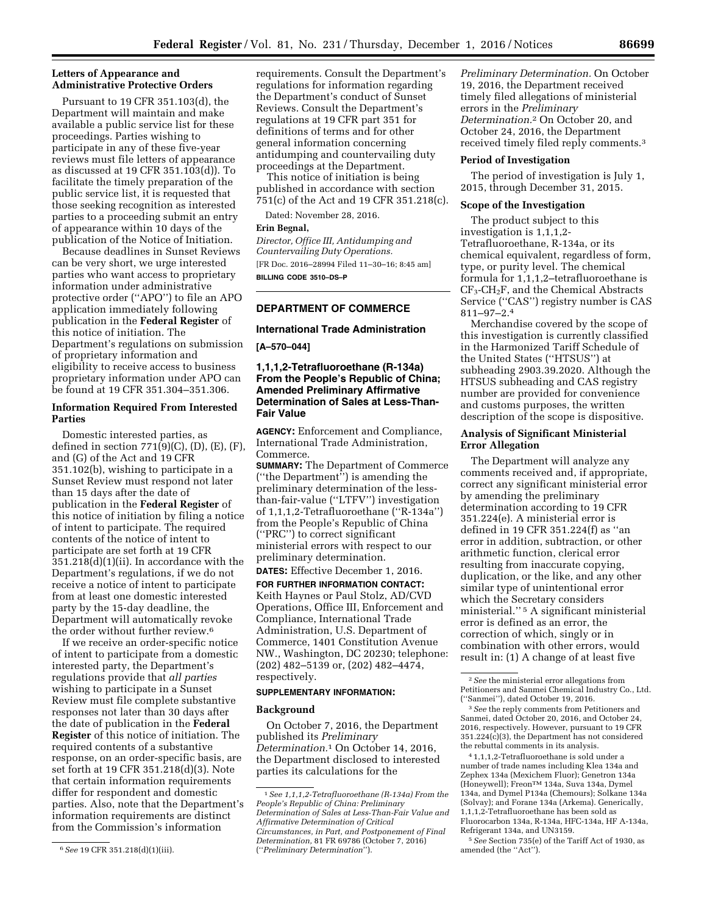### Letters of Appearance and Administrative Protective Orders

Pursuant to 19 CFR 351.103(d), the Department will maintain and make available a public service list for these proceedings. Parties wishing to participate in any of these five-year reviews must file letters of appearance as discussed at 19 CFR 351.103(d)). To facilitate the timely preparation of the public service list, it is requested that those seeking recognition as interested parties to a proceeding submit an entry of appearance within 10 days of the publication of the Notice of Initiation.

Because deadlines in Sunset Reviews can be very short, we urge interested parties who want access to proprietary information under administrative protective order (''APO'') to file an APO application immediately following publication in the **Federal Register** of this notice of initiation. The Department's regulations on submission of proprietary information and eligibility to receive access to business proprietary information under APO can be found at 19 CFR 351.304–351.306.

### Information Required From Interested Parties

Domestic interested parties, as defined in section 771(9)(C), (D), (E), (F), and (G) of the Act and 19 CFR 351.102(b), wishing to participate in a Sunset Review must respond not later than 15 days after the date of publication in the **Federal Register** of this notice of initiation by filing a notice of intent to participate. The required contents of the notice of intent to participate are set forth at 19 CFR 351.218(d)(1)(ii). In accordance with the Department's regulations, if we do not receive a notice of intent to participate from at least one domestic interested party by the 15-day deadline, the Department will automatically revoke the order without further review.[6]

If we receive an order-specific notice of intent to participate from a domestic interested party, the Department's regulations provide that *all parties* wishing to participate in a Sunset Review must file complete substantive responses not later than 30 days after the date of publication in the **Federal Register** of this notice of initiation. The required contents of a substantive response, on an order-specific basis, are set forth at 19 CFR 351.218(d)(3). Note that certain information requirements differ for respondent and domestic parties. Also, note that the Department's information requirements are distinct from the Commission's information requirements. Consult the Department's regulations for information regarding the Department's conduct of Sunset Reviews. Consult the Department's regulations at 19 CFR part 351 for definitions of terms and for other general information concerning antidumping and countervailing duty proceedings at the Department.

This notice of initiation is being published in accordance with section 751(c) of the Act and 19 CFR 351.218(c).

Dated: November 28, 2016.

**Erin Begnal,**

*Director, Office III, Antidumping and Countervailing Duty Operations.*

[FR Doc. 2016–28994 Filed 11–30–16; 8:45 am]

**BILLING CODE 3510–DS–P**

[6] *See* 19 CFR 351.218(d)(1)(iii).

---

## DEPARTMENT OF COMMERCE

### International Trade Administration

**[A–570–044]**

### 1,1,1,2-Tetrafluoroethane (R-134a) From the People's Republic of China; Amended Preliminary Affirmative Determination of Sales at Less-Than-Fair Value

**AGENCY:** Enforcement and Compliance, International Trade Administration, Commerce.

**SUMMARY:** The Department of Commerce (''the Department'') is amending the preliminary determination of the less-than-fair-value (''LTFV'') investigation of 1,1,1,2-Tetrafluoroethane (''R-134a'') from the People's Republic of China (''PRC'') to correct significant ministerial errors with respect to our preliminary determination.

**DATES:** Effective December 1, 2016.

**FOR FURTHER INFORMATION CONTACT:** Keith Haynes or Paul Stolz, AD/CVD Operations, Office III, Enforcement and Compliance, International Trade Administration, U.S. Department of Commerce, 1401 Constitution Avenue NW., Washington, DC 20230; telephone: (202) 482–5139 or, (202) 482–4474, respectively.

**SUPPLEMENTARY INFORMATION:**

### Background

On October 7, 2016, the Department published its *Preliminary Determination.*[1] On October 14, 2016, the Department disclosed to interested parties its calculations for the *Preliminary Determination.* On October 19, 2016, the Department received timely filed allegations of ministerial errors in the *Preliminary Determination.*[2] On October 20, and October 24, 2016, the Department received timely filed reply comments.[3]

### Period of Investigation

The period of investigation is July 1, 2015, through December 31, 2015.

### Scope of the Investigation

The product subject to this investigation is 1,1,1,2-Tetrafluoroethane, R-134a, or its chemical equivalent, regardless of form, type, or purity level. The chemical formula for 1,1,1,2–tetrafluoroethane is $CF_3$-$CH_2F$, and the Chemical Abstracts Service (''CAS'') registry number is CAS 811–97–2.[4]

Merchandise covered by the scope of this investigation is currently classified in the Harmonized Tariff Schedule of the United States (''HTSUS'') at subheading 2903.39.2020. Although the HTSUS subheading and CAS registry number are provided for convenience and customs purposes, the written description of the scope is dispositive.

### Analysis of Significant Ministerial Error Allegation

The Department will analyze any comments received and, if appropriate, correct any significant ministerial error by amending the preliminary determination according to 19 CFR 351.224(e). A ministerial error is defined in 19 CFR 351.224(f) as ''an error in addition, subtraction, or other arithmetic function, clerical error resulting from inaccurate copying, duplication, or the like, and any other similar type of unintentional error which the Secretary considers ministerial.''[5] A significant ministerial error is defined as an error, the correction of which, singly or in combination with other errors, would result in: (1) A change of at least five

[1] *See 1,1,1,2-Tetrafluoroethane (R-134a) From the People's Republic of China: Preliminary Determination of Sales at Less-Than-Fair Value and Affirmative Determination of Critical Circumstances, in Part, and Postponement of Final Determination,* 81 FR 69786 (October 7, 2016) (''*Preliminary Determination*'').

[2] *See* the ministerial error allegations from Petitioners and Sanmei Chemical Industry Co., Ltd. (''Sanmei''), dated October 19, 2016.

[3] *See* the reply comments from Petitioners and Sanmei, dated October 20, 2016, and October 24, 2016, respectively. However, pursuant to 19 CFR 351.224(c)(3), the Department has not considered the rebuttal comments in its analysis.

[4] 1,1,1,2-Tetrafluoroethane is sold under a number of trade names including Klea 134a and Zephex 134a (Mexichem Fluor); Genetron 134a (Honeywell); Freon™ 134a, Suva 134a, Dymel 134a, and Dymel P134a (Chemours); Solkane 134a (Solvay); and Forane 134a (Arkema). Generically, 1,1,1,2-Tetrafluoroethane has been sold as Fluorocarbon 134a, R-134a, HFC-134a, HF A-134a, Refrigerant 134a, and UN3159.

[5] *See* Section 735(e) of the Tariff Act of 1930, as amended (the ''Act'').